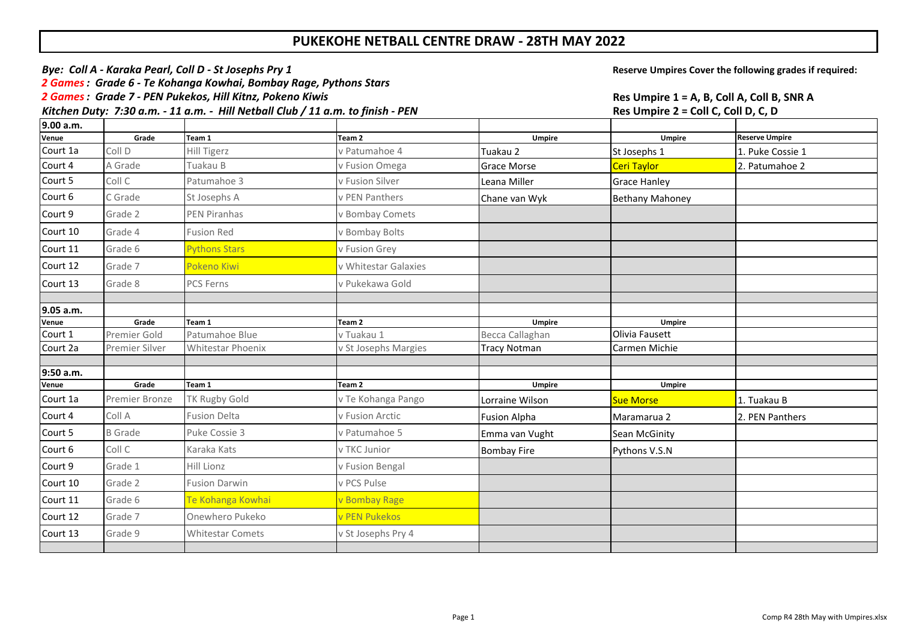# PUKEKOHE NETBALL CENTRE DRAW - 28TH MAY 2022

***Bye: Coll A - Karaka Pearl, Coll D - St Josephs Pry 1***

***2 Games : Grade 6 - Te Kohanga Kowhai, Bombay Rage, Pythons Stars***

***2 Games : Grade 7 - PEN Pukekos, Hill Kitnz, Pokeno Kiwis***

***Kitchen Duty: 7:30 a.m. - 11 a.m. - Hill Netball Club / 11 a.m. to finish - PEN***

**Reserve Umpires Cover the following grades if required:**

**Res Umpire 1 = A, B, Coll A, Coll B, SNR A**

**Res Umpire 2 = Coll C, Coll D, C, D**

| 9.00 a.m. | | | | | | |
|---|---|---|---|---|---|---|
| **Venue** | **Grade** | **Team 1** | **Team 2** | **Umpire** | **Umpire** | **Reserve Umpire** |
| Court 1a | Coll D | Hill Tigerz | v Patumahoe 4 | Tuakau 2 | St Josephs 1 | 1. Puke Cossie 1 |
| Court 4 | A Grade | Tuakau B | v Fusion Omega | Grace Morse | Ceri Taylor | 2. Patumahoe 2 |
| Court 5 | Coll C | Patumahoe 3 | v Fusion Silver | Leana Miller | Grace Hanley | |
| Court 6 | C Grade | St Josephs A | v PEN Panthers | Chane van Wyk | Bethany Mahoney | |
| Court 9 | Grade 2 | PEN Piranhas | v Bombay Comets | | | |
| Court 10 | Grade 4 | Fusion Red | v Bombay Bolts | | | |
| Court 11 | Grade 6 | Pythons Stars | v Fusion Grey | | | |
| Court 12 | Grade 7 | Pokeno Kiwi | v Whitestar Galaxies | | | |
| Court 13 | Grade 8 | PCS Ferns | v Pukekawa Gold | | | |
| | | | | | | |
| **9.05 a.m.** | | | | | | |
| **Venue** | **Grade** | **Team 1** | **Team 2** | **Umpire** | **Umpire** | |
| Court 1 | Premier Gold | Patumahoe Blue | v Tuakau 1 | Becca Callaghan | Olivia Fausett | |
| Court 2a | Premier Silver | Whitestar Phoenix | v St Josephs Margies | Tracy Notman | Carmen Michie | |
| | | | | | | |
| **9:50 a.m.** | | | | | | |
| **Venue** | **Grade** | **Team 1** | **Team 2** | **Umpire** | **Umpire** | |
| Court 1a | Premier Bronze | TK Rugby Gold | v Te Kohanga Pango | Lorraine Wilson | Sue Morse | 1. Tuakau B |
| Court 4 | Coll A | Fusion Delta | v Fusion Arctic | Fusion Alpha | Maramarua 2 | 2. PEN Panthers |
| Court 5 | B Grade | Puke Cossie 3 | v Patumahoe 5 | Emma van Vught | Sean McGinity | |
| Court 6 | Coll C | Karaka Kats | v TKC Junior | Bombay Fire | Pythons V.S.N | |
| Court 9 | Grade 1 | Hill Lionz | v Fusion Bengal | | | |
| Court 10 | Grade 2 | Fusion Darwin | v PCS Pulse | | | |
| Court 11 | Grade 6 | Te Kohanga Kowhai | v Bombay Rage | | | |
| Court 12 | Grade 7 | Onewhero Pukeko | v PEN Pukekos | | | |
| Court 13 | Grade 9 | Whitestar Comets | v St Josephs Pry 4 | | | |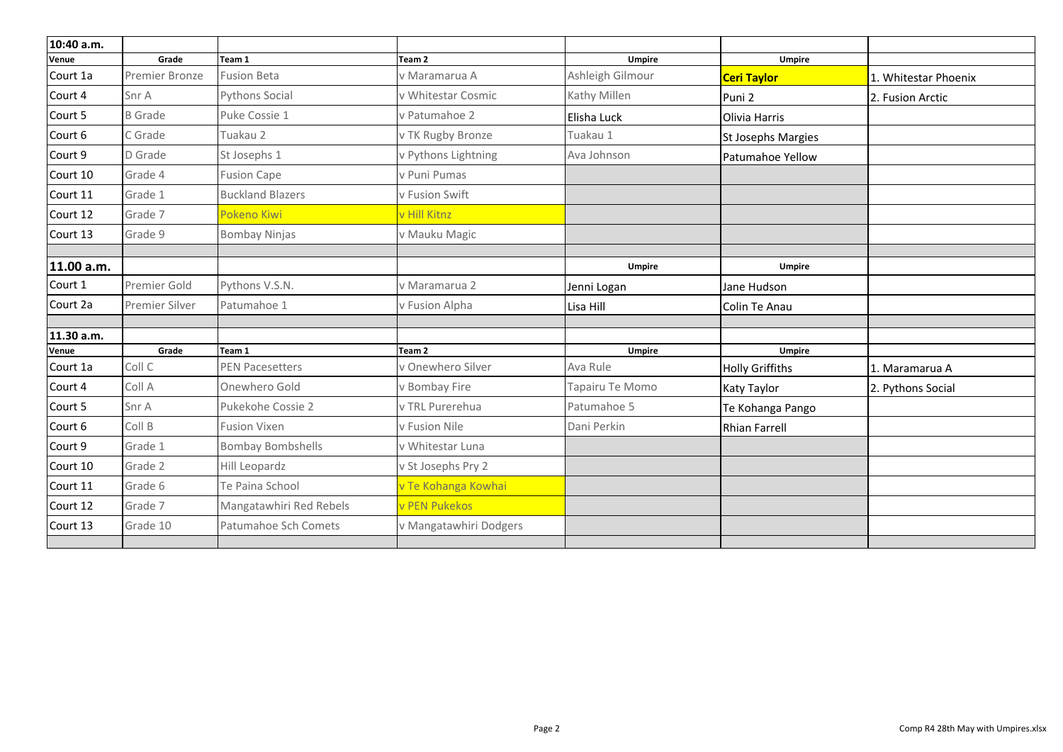| 10:40 a.m. | | | | | | |
|---|---|---|---|---|---|---|
| Venue | Grade | Team 1 | Team 2 | Umpire | Umpire | |
| Court 1a | Premier Bronze | Fusion Beta | v Maramarua A | Ashleigh Gilmour | **Ceri Taylor** | 1. Whitestar Phoenix |
| Court 4 | Snr A | Pythons Social | v Whitestar Cosmic | Kathy Millen | Puni 2 | 2. Fusion Arctic |
| Court 5 | B Grade | Puke Cossie 1 | v Patumahoe 2 | Elisha Luck | Olivia Harris | |
| Court 6 | C Grade | Tuakau 2 | v TK Rugby Bronze | Tuakau 1 | St Josephs Margies | |
| Court 9 | D Grade | St Josephs 1 | v Pythons Lightning | Ava Johnson | Patumahoe Yellow | |
| Court 10 | Grade 4 | Fusion Cape | v Puni Pumas | | | |
| Court 11 | Grade 1 | Buckland Blazers | v Fusion Swift | | | |
| Court 12 | Grade 7 | Pokeno Kiwi | v Hill Kitnz | | | |
| Court 13 | Grade 9 | Bombay Ninjas | v Mauku Magic | | | |
| | | | | | | |
| **11.00 a.m.** | | | | Umpire | Umpire | |
| Court 1 | Premier Gold | Pythons V.S.N. | v Maramarua 2 | Jenni Logan | Jane Hudson | |
| Court 2a | Premier Silver | Patumahoe 1 | v Fusion Alpha | Lisa Hill | Colin Te Anau | |
| | | | | | | |
| **11.30 a.m.** | | | | | | |
| Venue | Grade | Team 1 | Team 2 | Umpire | Umpire | |
| Court 1a | Coll C | PEN Pacesetters | v Onewhero Silver | Ava Rule | Holly Griffiths | 1. Maramarua A |
| Court 4 | Coll A | Onewhero Gold | v Bombay Fire | Tapairu Te Momo | Katy Taylor | 2. Pythons Social |
| Court 5 | Snr A | Pukekohe Cossie 2 | v TRL Purerehua | Patumahoe 5 | Te Kohanga Pango | |
| Court 6 | Coll B | Fusion Vixen | v Fusion Nile | Dani Perkin | Rhian Farrell | |
| Court 9 | Grade 1 | Bombay Bombshells | v Whitestar Luna | | | |
| Court 10 | Grade 2 | Hill Leopardz | v St Josephs Pry 2 | | | |
| Court 11 | Grade 6 | Te Paina School | v Te Kohanga Kowhai | | | |
| Court 12 | Grade 7 | Mangatawhiri Red Rebels | v PEN Pukekos | | | |
| Court 13 | Grade 10 | Patumahoe Sch Comets | v Mangatawhiri Dodgers | | | |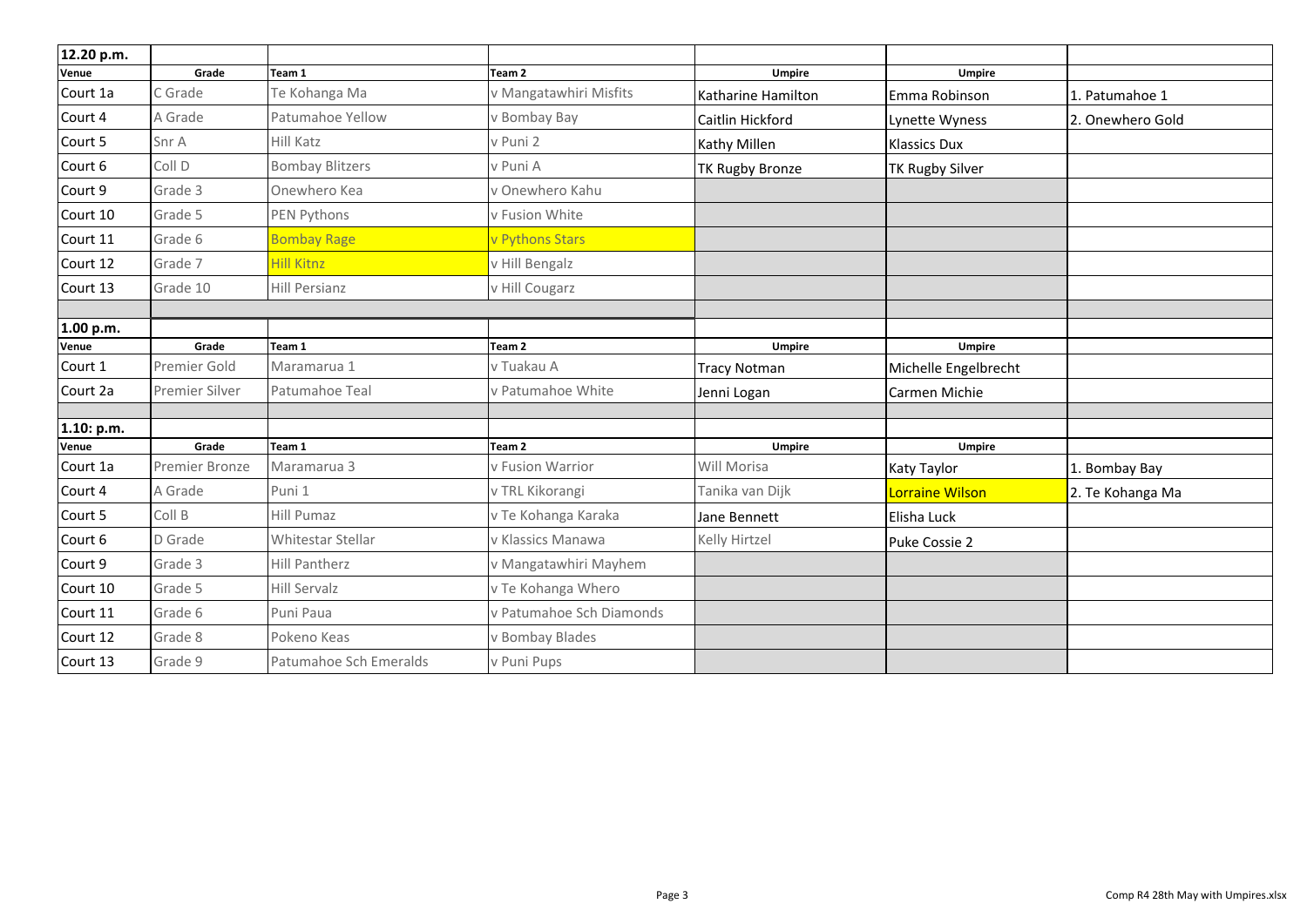| 12.20 p.m. | | | | | | |
|---|---|---|---|---|---|---|
| Venue | Grade | Team 1 | Team 2 | Umpire | Umpire | |
| Court 1a | C Grade | Te Kohanga Ma | v Mangatawhiri Misfits | Katharine Hamilton | Emma Robinson | 1. Patumahoe 1 |
| Court 4 | A Grade | Patumahoe Yellow | v Bombay Bay | Caitlin Hickford | Lynette Wyness | 2. Onewhero Gold |
| Court 5 | Snr A | Hill Katz | v Puni 2 | Kathy Millen | Klassics Dux | |
| Court 6 | Coll D | Bombay Blitzers | v Puni A | TK Rugby Bronze | TK Rugby Silver | |
| Court 9 | Grade 3 | Onewhero Kea | v Onewhero Kahu | | | |
| Court 10 | Grade 5 | PEN Pythons | v Fusion White | | | |
| Court 11 | Grade 6 | Bombay Rage | v Pythons Stars | | | |
| Court 12 | Grade 7 | Hill Kitnz | v Hill Bengalz | | | |
| Court 13 | Grade 10 | Hill Persianz | v Hill Cougarz | | | |

| 1.00 p.m. | | | | | | |
|---|---|---|---|---|---|---|
| Venue | Grade | Team 1 | Team 2 | Umpire | Umpire | |
| Court 1 | Premier Gold | Maramarua 1 | v Tuakau A | Tracy Notman | Michelle Engelbrecht | |
| Court 2a | Premier Silver | Patumahoe Teal | v Patumahoe White | Jenni Logan | Carmen Michie | |

| 1.10: p.m. | | | | | | |
|---|---|---|---|---|---|---|
| Venue | Grade | Team 1 | Team 2 | Umpire | Umpire | |
| Court 1a | Premier Bronze | Maramarua 3 | v Fusion Warrior | Will Morisa | Katy Taylor | 1. Bombay Bay |
| Court 4 | A Grade | Puni 1 | v TRL Kikorangi | Tanika van Dijk | Lorraine Wilson | 2. Te Kohanga Ma |
| Court 5 | Coll B | Hill Pumaz | v Te Kohanga Karaka | Jane Bennett | Elisha Luck | |
| Court 6 | D Grade | Whitestar Stellar | v Klassics Manawa | Kelly Hirtzel | Puke Cossie 2 | |
| Court 9 | Grade 3 | Hill Pantherz | v Mangatawhiri Mayhem | | | |
| Court 10 | Grade 5 | Hill Servalz | v Te Kohanga Whero | | | |
| Court 11 | Grade 6 | Puni Paua | v Patumahoe Sch Diamonds | | | |
| Court 12 | Grade 8 | Pokeno Keas | v Bombay Blades | | | |
| Court 13 | Grade 9 | Patumahoe Sch Emeralds | v Puni Pups | | | |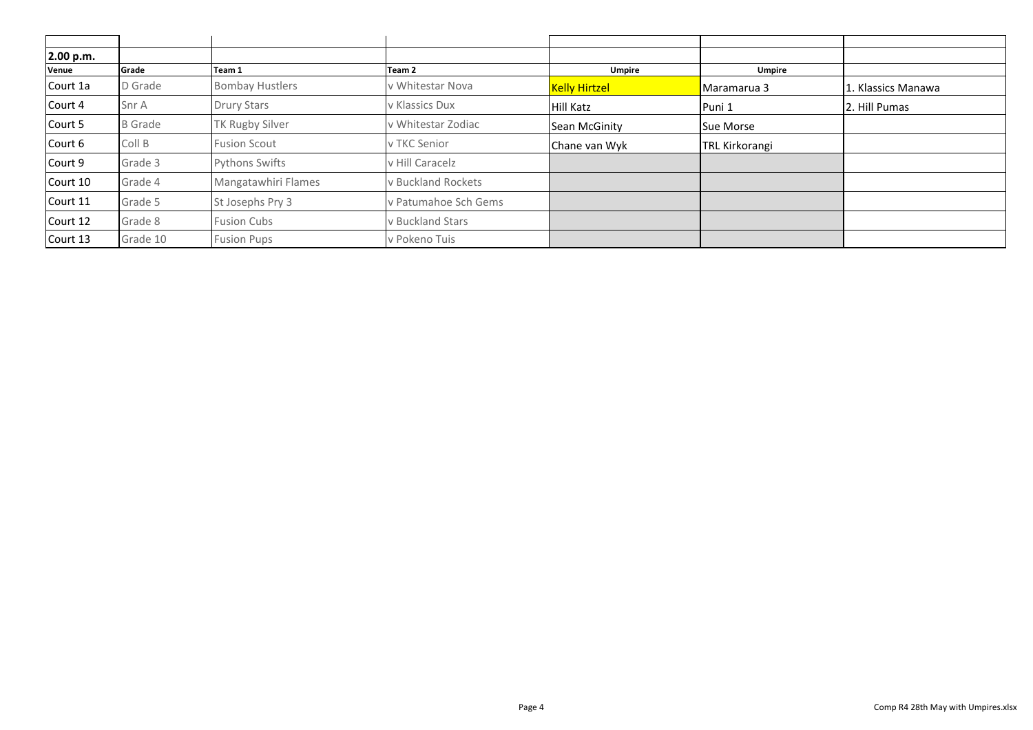| | | | | | | |
|---|---|---|---|---|---|---|
| **2.00 p.m.** | | | | | | |
| **Venue** | **Grade** | **Team 1** | **Team 2** | **Umpire** | **Umpire** | |
| Court 1a | D Grade | Bombay Hustlers | v Whitestar Nova | Kelly Hirtzel | Maramarua 3 | 1. Klassics Manawa |
| Court 4 | Snr A | Drury Stars | v Klassics Dux | Hill Katz | Puni 1 | 2. Hill Pumas |
| Court 5 | B Grade | TK Rugby Silver | v Whitestar Zodiac | Sean McGinity | Sue Morse | |
| Court 6 | Coll B | Fusion Scout | v TKC Senior | Chane van Wyk | TRL Kirkorangi | |
| Court 9 | Grade 3 | Pythons Swifts | v Hill Caracelz | | | |
| Court 10 | Grade 4 | Mangatawhiri Flames | v Buckland Rockets | | | |
| Court 11 | Grade 5 | St Josephs Pry 3 | v Patumahoe Sch Gems | | | |
| Court 12 | Grade 8 | Fusion Cubs | v Buckland Stars | | | |
| Court 13 | Grade 10 | Fusion Pups | v Pokeno Tuis | | | |